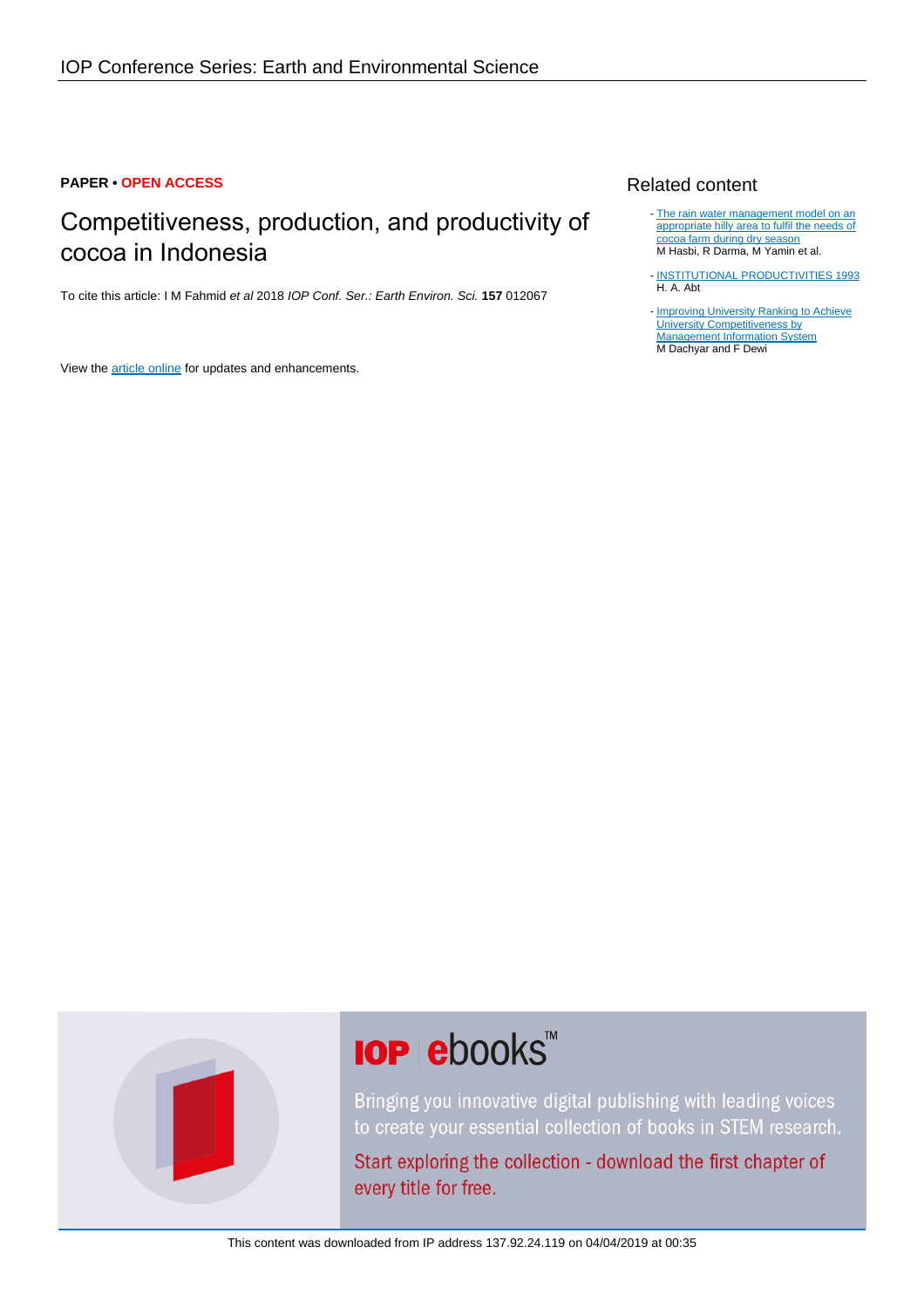**PAPER • OPEN ACCESS**

# Competitiveness, production, and productivity of cocoa in Indonesia

To cite this article: I M Fahmid *et al* 2018 *IOP Conf. Ser.: Earth Environ. Sci.* **157** 012067

View the article online for updates and enhancements.

## Related content

- The rain water management model on an appropriate hilly area to fulfil the needs of cocoa farm during dry season
M Hasbi, R Darma, M Yamin et al.

- INSTITUTIONAL PRODUCTIVITIES 1993
H. A. Abt

- Improving University Ranking to Achieve University Competitiveness by Management Information System
M Dachyar and F Dewi

IOP ebooks™

Bringing you innovative digital publishing with leading voices to create your essential collection of books in STEM research.

Start exploring the collection - download the first chapter of every title for free.

This content was downloaded from IP address 137.92.24.119 on 04/04/2019 at 00:35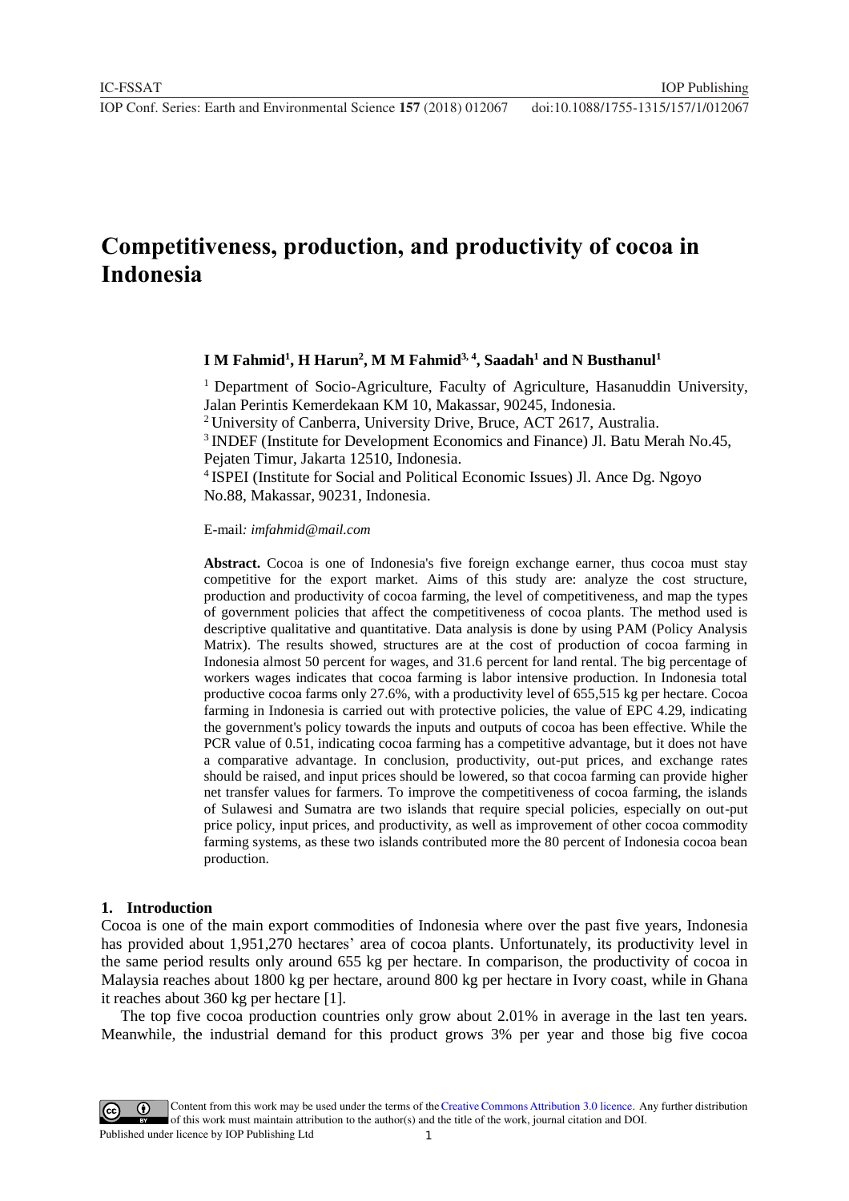# Competitiveness, production, and productivity of cocoa in Indonesia

**I M Fahmid[1], H Harun[2], M M Fahmid[3,4], Saadah[1] and N Busthanul[1]**

[1] Department of Socio-Agriculture, Faculty of Agriculture, Hasanuddin University, Jalan Perintis Kemerdekaan KM 10, Makassar, 90245, Indonesia.
[2] University of Canberra, University Drive, Bruce, ACT 2617, Australia.
[3] INDEF (Institute for Development Economics and Finance) Jl. Batu Merah No.45, Pejaten Timur, Jakarta 12510, Indonesia.
[4] ISPEI (Institute for Social and Political Economic Issues) Jl. Ance Dg. Ngoyo No.88, Makassar, 90231, Indonesia.

E-mail*: imfahmid@mail.com*

**Abstract.** Cocoa is one of Indonesia's five foreign exchange earner, thus cocoa must stay competitive for the export market. Aims of this study are: analyze the cost structure, production and productivity of cocoa farming, the level of competitiveness, and map the types of government policies that affect the competitiveness of cocoa plants. The method used is descriptive qualitative and quantitative. Data analysis is done by using PAM (Policy Analysis Matrix). The results showed, structures are at the cost of production of cocoa farming in Indonesia almost 50 percent for wages, and 31.6 percent for land rental. The big percentage of workers wages indicates that cocoa farming is labor intensive production. In Indonesia total productive cocoa farms only 27.6%, with a productivity level of 655,515 kg per hectare. Cocoa farming in Indonesia is carried out with protective policies, the value of EPC 4.29, indicating the government's policy towards the inputs and outputs of cocoa has been effective. While the PCR value of 0.51, indicating cocoa farming has a competitive advantage, but it does not have a comparative advantage. In conclusion, productivity, out-put prices, and exchange rates should be raised, and input prices should be lowered, so that cocoa farming can provide higher net transfer values for farmers. To improve the competitiveness of cocoa farming, the islands of Sulawesi and Sumatra are two islands that require special policies, especially on out-put price policy, input prices, and productivity, as well as improvement of other cocoa commodity farming systems, as these two islands contributed more the 80 percent of Indonesia cocoa bean production.

## 1. Introduction

Cocoa is one of the main export commodities of Indonesia where over the past five years, Indonesia has provided about 1,951,270 hectares' area of cocoa plants. Unfortunately, its productivity level in the same period results only around 655 kg per hectare. In comparison, the productivity of cocoa in Malaysia reaches about 1800 kg per hectare, around 800 kg per hectare in Ivory coast, while in Ghana it reaches about 360 kg per hectare [1].

The top five cocoa production countries only grow about 2.01% in average in the last ten years. Meanwhile, the industrial demand for this product grows 3% per year and those big five cocoa

Content from this work may be used under the terms of the Creative Commons Attribution 3.0 licence. Any further distribution of this work must maintain attribution to the author(s) and the title of the work, journal citation and DOI.
Published under licence by IOP Publishing Ltd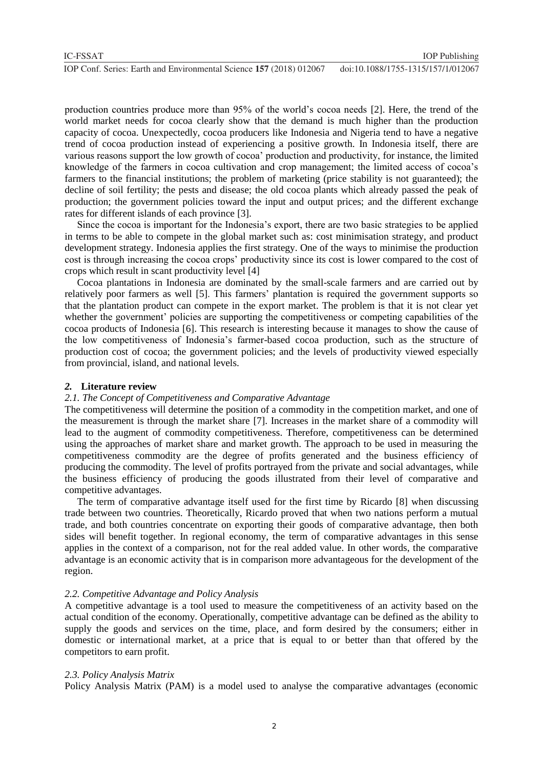production countries produce more than 95% of the world's cocoa needs [2]. Here, the trend of the world market needs for cocoa clearly show that the demand is much higher than the production capacity of cocoa. Unexpectedly, cocoa producers like Indonesia and Nigeria tend to have a negative trend of cocoa production instead of experiencing a positive growth. In Indonesia itself, there are various reasons support the low growth of cocoa' production and productivity, for instance, the limited knowledge of the farmers in cocoa cultivation and crop management; the limited access of cocoa's farmers to the financial institutions; the problem of marketing (price stability is not guaranteed); the decline of soil fertility; the pests and disease; the old cocoa plants which already passed the peak of production; the government policies toward the input and output prices; and the different exchange rates for different islands of each province [3].

Since the cocoa is important for the Indonesia's export, there are two basic strategies to be applied in terms to be able to compete in the global market such as: cost minimisation strategy, and product development strategy. Indonesia applies the first strategy. One of the ways to minimise the production cost is through increasing the cocoa crops' productivity since its cost is lower compared to the cost of crops which result in scant productivity level [4]

Cocoa plantations in Indonesia are dominated by the small-scale farmers and are carried out by relatively poor farmers as well [5]. This farmers' plantation is required the government supports so that the plantation product can compete in the export market. The problem is that it is not clear yet whether the government' policies are supporting the competitiveness or competing capabilities of the cocoa products of Indonesia [6]. This research is interesting because it manages to show the cause of the low competitiveness of Indonesia's farmer-based cocoa production, such as the structure of production cost of cocoa; the government policies; and the levels of productivity viewed especially from provincial, island, and national levels.

## *2.* Literature review

### *2.1. The Concept of Competitiveness and Comparative Advantage*

The competitiveness will determine the position of a commodity in the competition market, and one of the measurement is through the market share [7]. Increases in the market share of a commodity will lead to the augment of commodity competitiveness. Therefore, competitiveness can be determined using the approaches of market share and market growth. The approach to be used in measuring the competitiveness commodity are the degree of profits generated and the business efficiency of producing the commodity. The level of profits portrayed from the private and social advantages, while the business efficiency of producing the goods illustrated from their level of comparative and competitive advantages.

The term of comparative advantage itself used for the first time by Ricardo [8] when discussing trade between two countries. Theoretically, Ricardo proved that when two nations perform a mutual trade, and both countries concentrate on exporting their goods of comparative advantage, then both sides will benefit together. In regional economy, the term of comparative advantages in this sense applies in the context of a comparison, not for the real added value. In other words, the comparative advantage is an economic activity that is in comparison more advantageous for the development of the region.

### *2.2. Competitive Advantage and Policy Analysis*

A competitive advantage is a tool used to measure the competitiveness of an activity based on the actual condition of the economy. Operationally, competitive advantage can be defined as the ability to supply the goods and services on the time, place, and form desired by the consumers; either in domestic or international market, at a price that is equal to or better than that offered by the competitors to earn profit.

### *2.3. Policy Analysis Matrix*

Policy Analysis Matrix (PAM) is a model used to analyse the comparative advantages (economic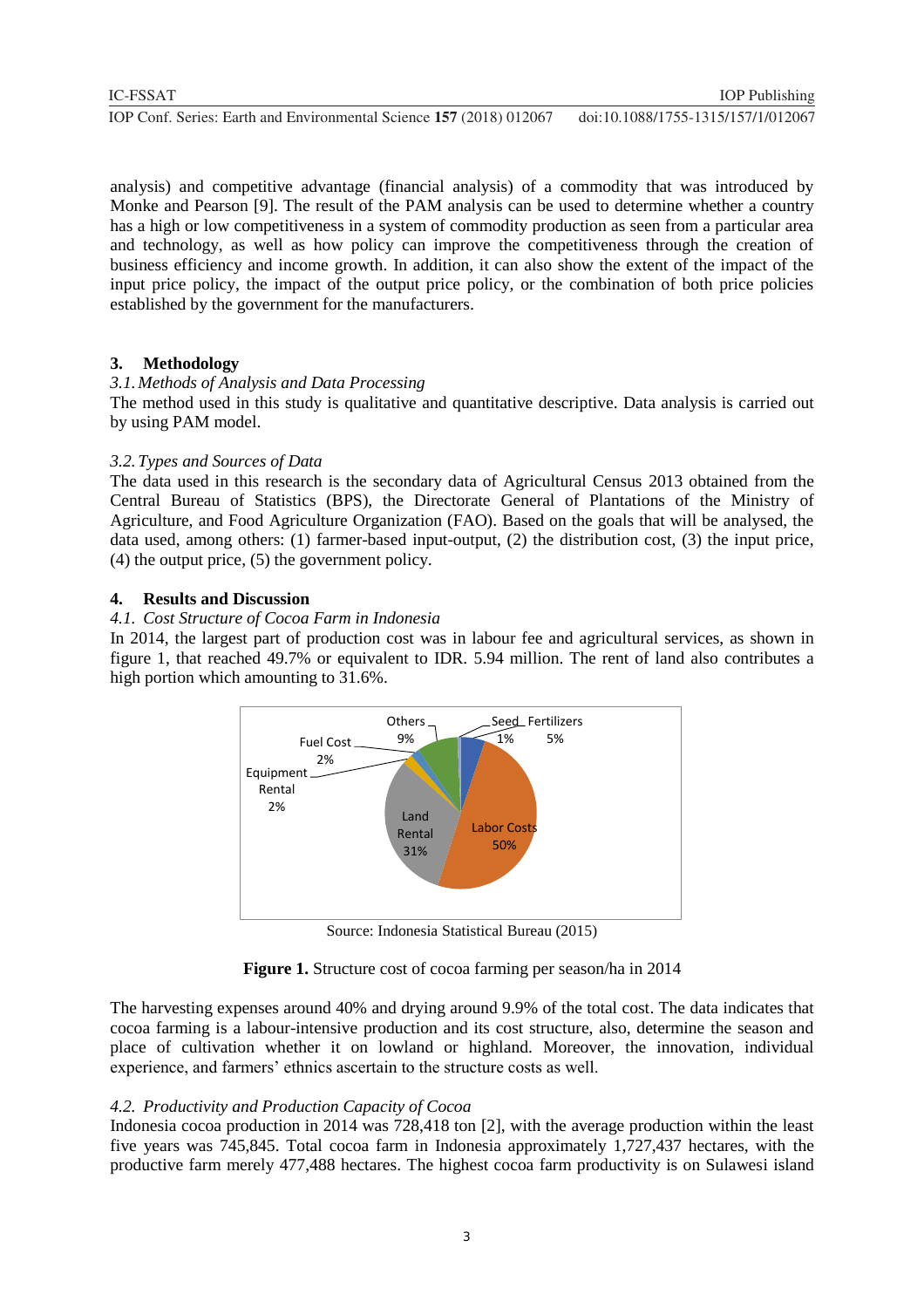analysis) and competitive advantage (financial analysis) of a commodity that was introduced by Monke and Pearson [9]. The result of the PAM analysis can be used to determine whether a country has a high or low competitiveness in a system of commodity production as seen from a particular area and technology, as well as how policy can improve the competitiveness through the creation of business efficiency and income growth. In addition, it can also show the extent of the impact of the input price policy, the impact of the output price policy, or the combination of both price policies established by the government for the manufacturers.

## 3. Methodology

### *3.1. Methods of Analysis and Data Processing*

The method used in this study is qualitative and quantitative descriptive. Data analysis is carried out by using PAM model.

### *3.2. Types and Sources of Data*

The data used in this research is the secondary data of Agricultural Census 2013 obtained from the Central Bureau of Statistics (BPS), the Directorate General of Plantations of the Ministry of Agriculture, and Food Agriculture Organization (FAO). Based on the goals that will be analysed, the data used, among others: (1) farmer-based input-output, (2) the distribution cost, (3) the input price, (4) the output price, (5) the government policy.

## 4. Results and Discussion

### *4.1. Cost Structure of Cocoa Farm in Indonesia*

In 2014, the largest part of production cost was in labour fee and agricultural services, as shown in figure 1, that reached 49.7% or equivalent to IDR. 5.94 million. The rent of land also contributes a high portion which amounting to 31.6%.

Others 9%, Seed 1%, Fertilizers 5%, Fuel Cost 2%, Equipment Rental 2%, Land Rental 31%, Labor Costs 50%

Source: Indonesia Statistical Bureau (2015)

**Figure 1.** Structure cost of cocoa farming per season/ha in 2014

The harvesting expenses around 40% and drying around 9.9% of the total cost. The data indicates that cocoa farming is a labour-intensive production and its cost structure, also, determine the season and place of cultivation whether it on lowland or highland. Moreover, the innovation, individual experience, and farmers' ethnics ascertain to the structure costs as well.

### *4.2. Productivity and Production Capacity of Cocoa*

Indonesia cocoa production in 2014 was 728,418 ton [2], with the average production within the least five years was 745,845. Total cocoa farm in Indonesia approximately 1,727,437 hectares, with the productive farm merely 477,488 hectares. The highest cocoa farm productivity is on Sulawesi island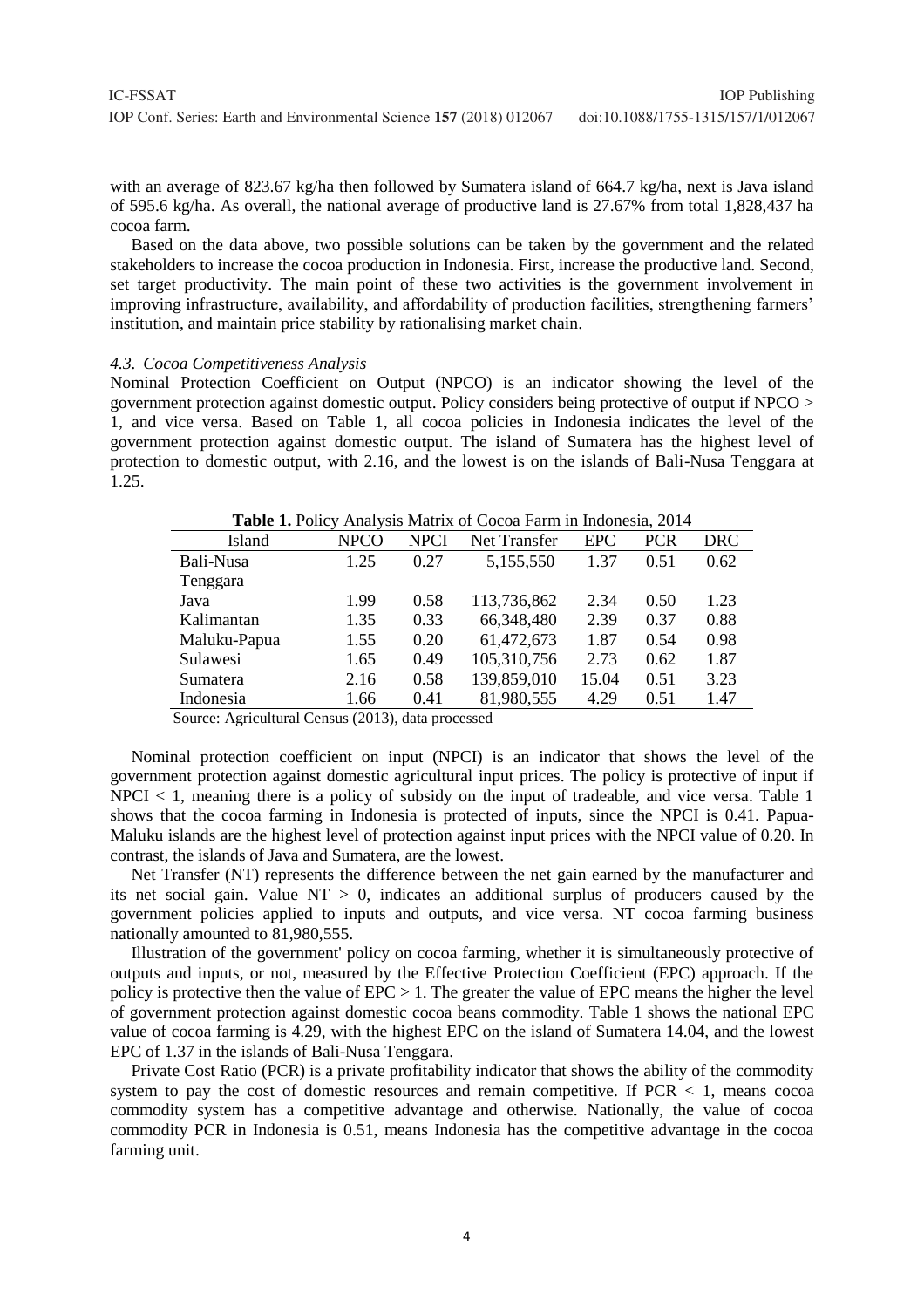with an average of 823.67 kg/ha then followed by Sumatera island of 664.7 kg/ha, next is Java island of 595.6 kg/ha. As overall, the national average of productive land is 27.67% from total 1,828,437 ha cocoa farm.

Based on the data above, two possible solutions can be taken by the government and the related stakeholders to increase the cocoa production in Indonesia. First, increase the productive land. Second, set target productivity. The main point of these two activities is the government involvement in improving infrastructure, availability, and affordability of production facilities, strengthening farmers' institution, and maintain price stability by rationalising market chain.

### *4.3. Cocoa Competitiveness Analysis*

Nominal Protection Coefficient on Output (NPCO) is an indicator showing the level of the government protection against domestic output. Policy considers being protective of output if NPCO > 1, and vice versa. Based on Table 1, all cocoa policies in Indonesia indicates the level of the government protection against domestic output. The island of Sumatera has the highest level of protection to domestic output, with 2.16, and the lowest is on the islands of Bali-Nusa Tenggara at 1.25.

**Table 1.** Policy Analysis Matrix of Cocoa Farm in Indonesia, 2014

| Island | NPCO | NPCI | Net Transfer | EPC | PCR | DRC |
|---|---|---|---|---|---|---|
| Bali-Nusa Tenggara | 1.25 | 0.27 | 5,155,550 | 1.37 | 0.51 | 0.62 |
| Java | 1.99 | 0.58 | 113,736,862 | 2.34 | 0.50 | 1.23 |
| Kalimantan | 1.35 | 0.33 | 66,348,480 | 2.39 | 0.37 | 0.88 |
| Maluku-Papua | 1.55 | 0.20 | 61,472,673 | 1.87 | 0.54 | 0.98 |
| Sulawesi | 1.65 | 0.49 | 105,310,756 | 2.73 | 0.62 | 1.87 |
| Sumatera | 2.16 | 0.58 | 139,859,010 | 15.04 | 0.51 | 3.23 |
| Indonesia | 1.66 | 0.41 | 81,980,555 | 4.29 | 0.51 | 1.47 |

Source: Agricultural Census (2013), data processed

Nominal protection coefficient on input (NPCI) is an indicator that shows the level of the government protection against domestic agricultural input prices. The policy is protective of input if NPCI < 1, meaning there is a policy of subsidy on the input of tradeable, and vice versa. Table 1 shows that the cocoa farming in Indonesia is protected of inputs, since the NPCI is 0.41. Papua-Maluku islands are the highest level of protection against input prices with the NPCI value of 0.20. In contrast, the islands of Java and Sumatera, are the lowest.

Net Transfer (NT) represents the difference between the net gain earned by the manufacturer and its net social gain. Value NT > 0, indicates an additional surplus of producers caused by the government policies applied to inputs and outputs, and vice versa. NT cocoa farming business nationally amounted to 81,980,555.

Illustration of the government' policy on cocoa farming, whether it is simultaneously protective of outputs and inputs, or not, measured by the Effective Protection Coefficient (EPC) approach. If the policy is protective then the value of EPC > 1. The greater the value of EPC means the higher the level of government protection against domestic cocoa beans commodity. Table 1 shows the national EPC value of cocoa farming is 4.29, with the highest EPC on the island of Sumatera 14.04, and the lowest EPC of 1.37 in the islands of Bali-Nusa Tenggara.

Private Cost Ratio (PCR) is a private profitability indicator that shows the ability of the commodity system to pay the cost of domestic resources and remain competitive. If PCR < 1, means cocoa commodity system has a competitive advantage and otherwise. Nationally, the value of cocoa commodity PCR in Indonesia is 0.51, means Indonesia has the competitive advantage in the cocoa farming unit.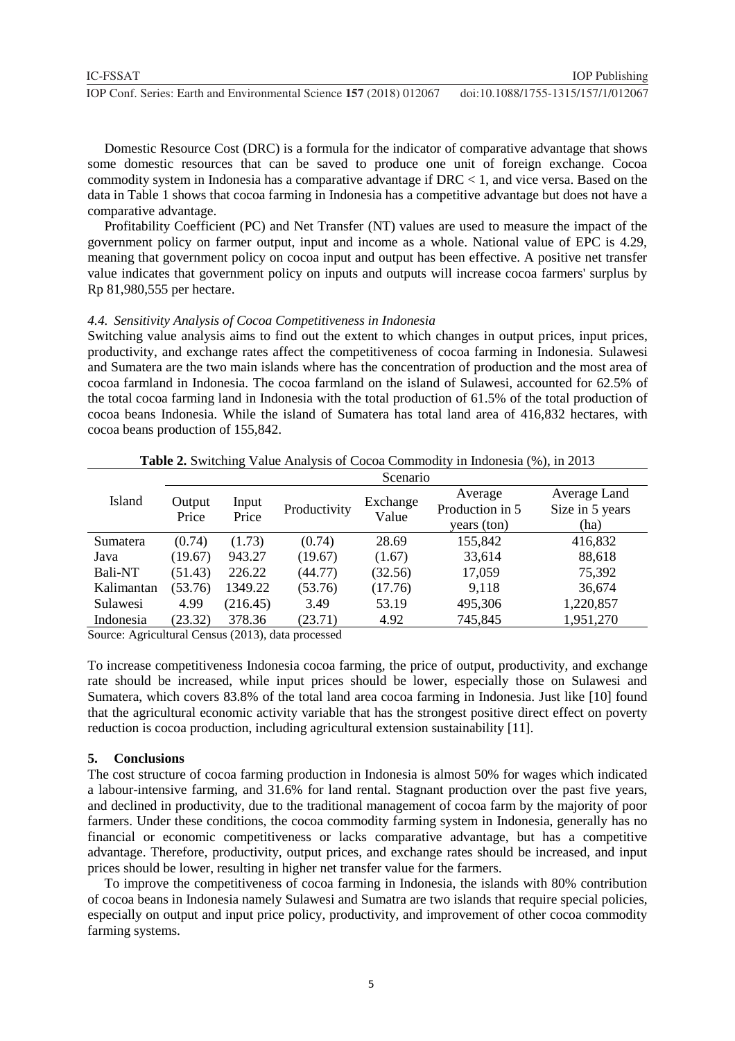Domestic Resource Cost (DRC) is a formula for the indicator of comparative advantage that shows some domestic resources that can be saved to produce one unit of foreign exchange. Cocoa commodity system in Indonesia has a comparative advantage if DRC < 1, and vice versa. Based on the data in Table 1 shows that cocoa farming in Indonesia has a competitive advantage but does not have a comparative advantage.

Profitability Coefficient (PC) and Net Transfer (NT) values are used to measure the impact of the government policy on farmer output, input and income as a whole. National value of EPC is 4.29, meaning that government policy on cocoa input and output has been effective. A positive net transfer value indicates that government policy on inputs and outputs will increase cocoa farmers' surplus by Rp 81,980,555 per hectare.

### *4.4. Sensitivity Analysis of Cocoa Competitiveness in Indonesia*

Switching value analysis aims to find out the extent to which changes in output prices, input prices, productivity, and exchange rates affect the competitiveness of cocoa farming in Indonesia. Sulawesi and Sumatera are the two main islands where has the concentration of production and the most area of cocoa farmland in Indonesia. The cocoa farmland on the island of Sulawesi, accounted for 62.5% of the total cocoa farming land in Indonesia with the total production of 61.5% of the total production of cocoa beans Indonesia. While the island of Sumatera has total land area of 416,832 hectares, with cocoa beans production of 155,842.

**Table 2.** Switching Value Analysis of Cocoa Commodity in Indonesia (%), in 2013

| Island | Scenario | | | | | |
|---|---|---|---|---|---|---|
| | Output Price | Input Price | Productivity | Exchange Value | Average Production in 5 years (ton) | Average Land Size in 5 years (ha) |
| Sumatera | (0.74) | (1.73) | (0.74) | 28.69 | 155,842 | 416,832 |
| Java | (19.67) | 943.27 | (19.67) | (1.67) | 33,614 | 88,618 |
| Bali-NT | (51.43) | 226.22 | (44.77) | (32.56) | 17,059 | 75,392 |
| Kalimantan | (53.76) | 1349.22 | (53.76) | (17.76) | 9,118 | 36,674 |
| Sulawesi | 4.99 | (216.45) | 3.49 | 53.19 | 495,306 | 1,220,857 |
| Indonesia | (23.32) | 378.36 | (23.71) | 4.92 | 745,845 | 1,951,270 |

Source: Agricultural Census (2013), data processed

To increase competitiveness Indonesia cocoa farming, the price of output, productivity, and exchange rate should be increased, while input prices should be lower, especially those on Sulawesi and Sumatera, which covers 83.8% of the total land area cocoa farming in Indonesia. Just like [10] found that the agricultural economic activity variable that has the strongest positive direct effect on poverty reduction is cocoa production, including agricultural extension sustainability [11].

## 5. Conclusions

The cost structure of cocoa farming production in Indonesia is almost 50% for wages which indicated a labour-intensive farming, and 31.6% for land rental. Stagnant production over the past five years, and declined in productivity, due to the traditional management of cocoa farm by the majority of poor farmers. Under these conditions, the cocoa commodity farming system in Indonesia, generally has no financial or economic competitiveness or lacks comparative advantage, but has a competitive advantage. Therefore, productivity, output prices, and exchange rates should be increased, and input prices should be lower, resulting in higher net transfer value for the farmers.

To improve the competitiveness of cocoa farming in Indonesia, the islands with 80% contribution of cocoa beans in Indonesia namely Sulawesi and Sumatra are two islands that require special policies, especially on output and input price policy, productivity, and improvement of other cocoa commodity farming systems.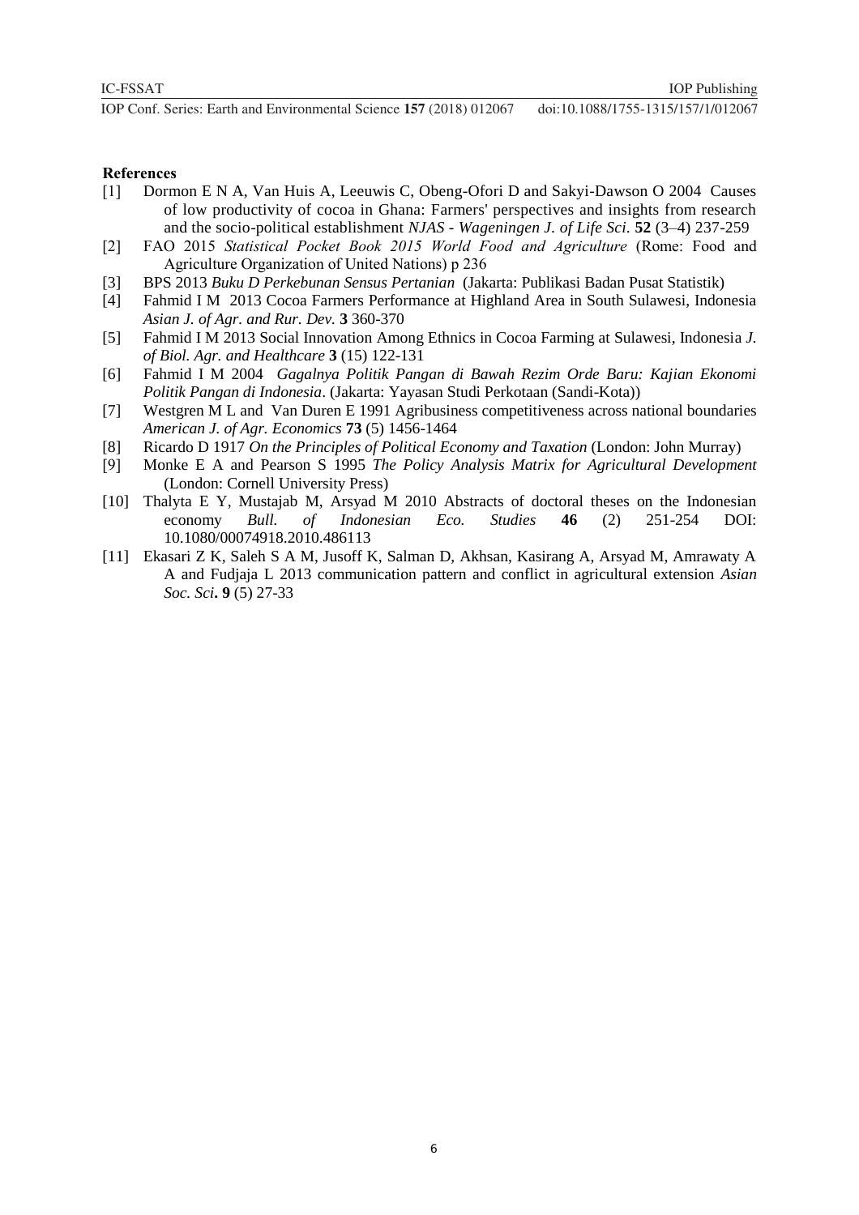**References**

[1] Dormon E N A, Van Huis A, Leeuwis C, Obeng-Ofori D and Sakyi-Dawson O 2004 Causes of low productivity of cocoa in Ghana: Farmers' perspectives and insights from research and the socio-political establishment *NJAS - Wageningen J. of Life Sci*. **52** (3–4) 237-259

[2] FAO 2015 *Statistical Pocket Book 2015 World Food and Agriculture* (Rome: Food and Agriculture Organization of United Nations) p 236

[3] BPS 2013 *Buku D Perkebunan Sensus Pertanian* (Jakarta: Publikasi Badan Pusat Statistik)

[4] Fahmid I M 2013 Cocoa Farmers Performance at Highland Area in South Sulawesi, Indonesia *Asian J. of Agr. and Rur. Dev.* **3** 360-370

[5] Fahmid I M 2013 Social Innovation Among Ethnics in Cocoa Farming at Sulawesi, Indonesia *J. of Biol. Agr. and Healthcare* **3** (15) 122-131

[6] Fahmid I M 2004 *Gagalnya Politik Pangan di Bawah Rezim Orde Baru: Kajian Ekonomi Politik Pangan di Indonesia*. (Jakarta: Yayasan Studi Perkotaan (Sandi-Kota))

[7] Westgren M L and Van Duren E 1991 Agribusiness competitiveness across national boundaries *American J. of Agr. Economics* **73** (5) 1456-1464

[8] Ricardo D 1917 *On the Principles of Political Economy and Taxation* (London: John Murray)

[9] Monke E A and Pearson S 1995 *The Policy Analysis Matrix for Agricultural Development* (London: Cornell University Press)

[10] Thalyta E Y, Mustajab M, Arsyad M 2010 Abstracts of doctoral theses on the Indonesian economy *Bull. of Indonesian Eco. Studies* **46** (2) 251-254 DOI: 10.1080/00074918.2010.486113

[11] Ekasari Z K, Saleh S A M, Jusoff K, Salman D, Akhsan, Kasirang A, Arsyad M, Amrawaty A A and Fudjaja L 2013 communication pattern and conflict in agricultural extension *Asian Soc. Sci***. 9** (5) 27-33